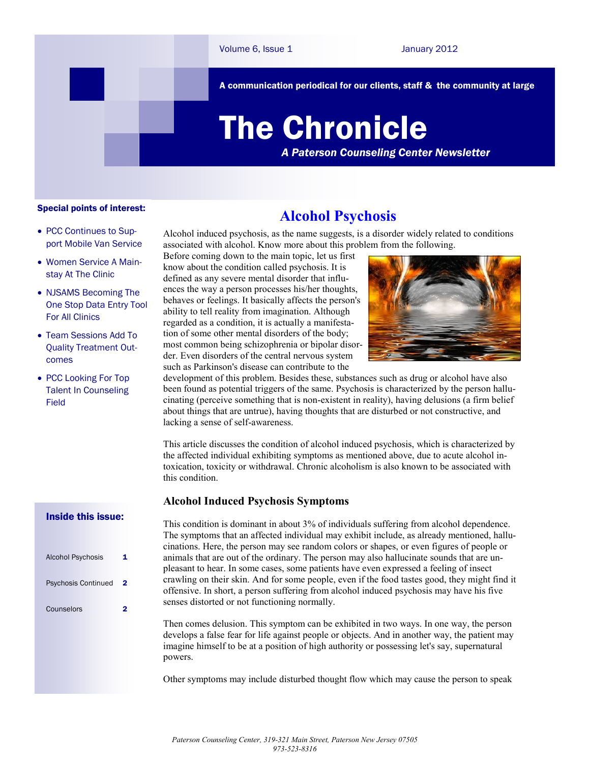Volume 6, Issue 1 January 2012

A communication periodical for our clients, staff & the community at large

# The Chronicle

*A Paterson Counseling Center Newsletter*

**Special points of interest:**

- PCC Continues to Support Mobile Van Service
- Women Service A Mainstay At The Clinic
- NJSAMS Becoming The One Stop Data Entry Tool For All Clinics
- Team Sessions Add To Quality Treatment Outcomes
- PCC Looking For Top Talent In Counseling Field

**Inside this issue:**

| | |
|---|---|
| Alcohol Psychosis | 1 |
| Psychosis Continued | 2 |
| Counselors | 2 |

## Alcohol Psychosis

Alcohol induced psychosis, as the name suggests, is a disorder widely related to conditions associated with alcohol. Know more about this problem from the following.

Before coming down to the main topic, let us first know about the condition called psychosis. It is defined as any severe mental disorder that influences the way a person processes his/her thoughts, behaves or feelings. It basically affects the person's ability to tell reality from imagination. Although regarded as a condition, it is actually a manifestation of some other mental disorders of the body; most common being schizophrenia or bipolar disorder. Even disorders of the central nervous system such as Parkinson's disease can contribute to the development of this problem. Besides these, substances such as drug or alcohol have also been found as potential triggers of the same. Psychosis is characterized by the person hallucinating (perceive something that is non-existent in reality), having delusions (a firm belief about things that are untrue), having thoughts that are disturbed or not constructive, and lacking a sense of self-awareness.

This article discusses the condition of alcohol induced psychosis, which is characterized by the affected individual exhibiting symptoms as mentioned above, due to acute alcohol intoxication, toxicity or withdrawal. Chronic alcoholism is also known to be associated with this condition.

### Alcohol Induced Psychosis Symptoms

This condition is dominant in about 3% of individuals suffering from alcohol dependence. The symptoms that an affected individual may exhibit include, as already mentioned, hallucinations. Here, the person may see random colors or shapes, or even figures of people or animals that are out of the ordinary. The person may also hallucinate sounds that are unpleasant to hear. In some cases, some patients have even expressed a feeling of insect crawling on their skin. And for some people, even if the food tastes good, they might find it offensive. In short, a person suffering from alcohol induced psychosis may have his five senses distorted or not functioning normally.

Then comes delusion. This symptom can be exhibited in two ways. In one way, the person develops a false fear for life against people or objects. And in another way, the patient may imagine himself to be at a position of high authority or possessing let's say, supernatural powers.

Other symptoms may include disturbed thought flow which may cause the person to speak

*Paterson Counseling Center, 319-321 Main Street, Paterson New Jersey 07505*
*973-523-8316*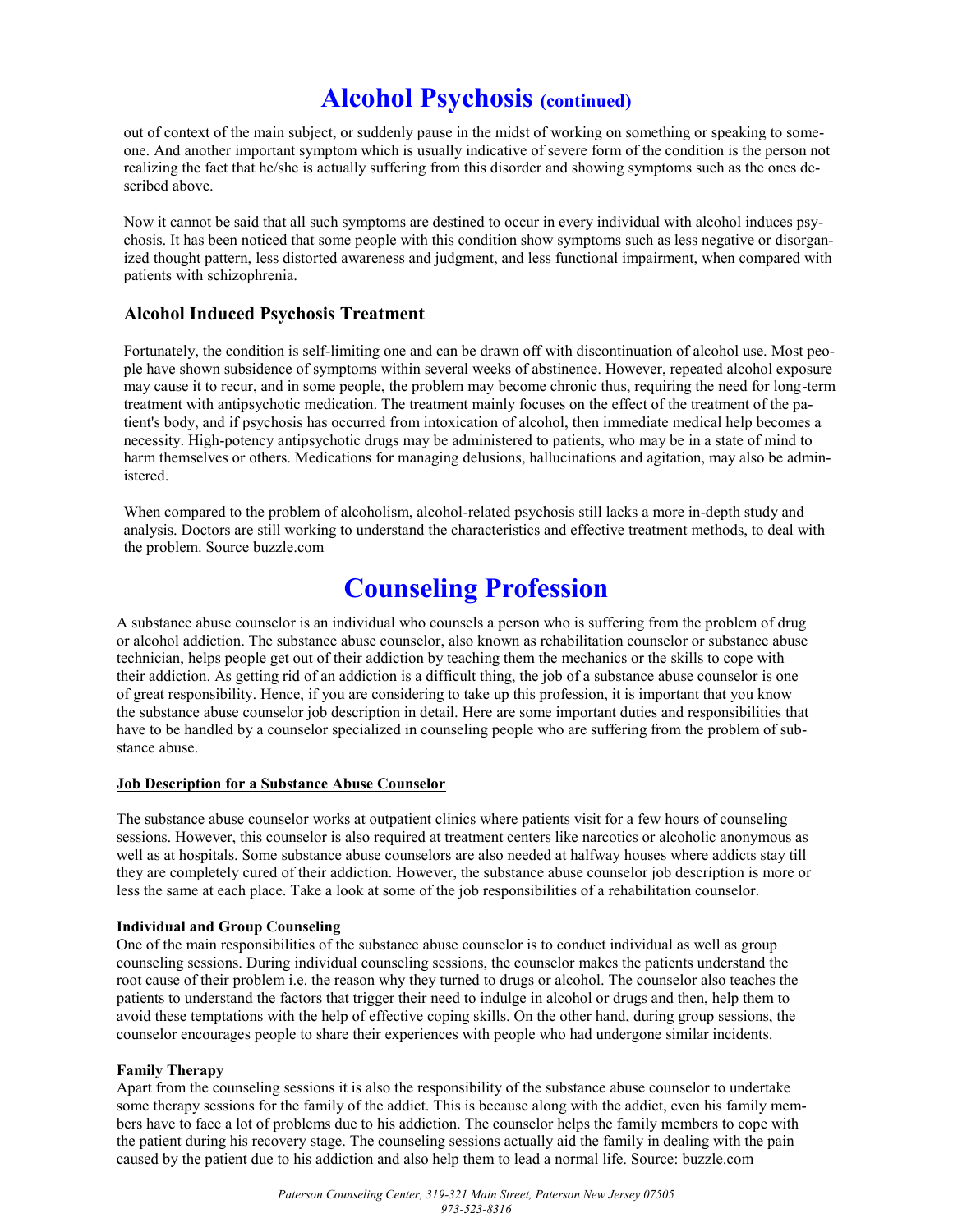# Alcohol Psychosis (continued)

out of context of the main subject, or suddenly pause in the midst of working on something or speaking to someone. And another important symptom which is usually indicative of severe form of the condition is the person not realizing the fact that he/she is actually suffering from this disorder and showing symptoms such as the ones described above.

Now it cannot be said that all such symptoms are destined to occur in every individual with alcohol induces psychosis. It has been noticed that some people with this condition show symptoms such as less negative or disorganized thought pattern, less distorted awareness and judgment, and less functional impairment, when compared with patients with schizophrenia.

## Alcohol Induced Psychosis Treatment

Fortunately, the condition is self-limiting one and can be drawn off with discontinuation of alcohol use. Most people have shown subsidence of symptoms within several weeks of abstinence. However, repeated alcohol exposure may cause it to recur, and in some people, the problem may become chronic thus, requiring the need for long-term treatment with antipsychotic medication. The treatment mainly focuses on the effect of the treatment of the patient's body, and if psychosis has occurred from intoxication of alcohol, then immediate medical help becomes a necessity. High-potency antipsychotic drugs may be administered to patients, who may be in a state of mind to harm themselves or others. Medications for managing delusions, hallucinations and agitation, may also be administered.

When compared to the problem of alcoholism, alcohol-related psychosis still lacks a more in-depth study and analysis. Doctors are still working to understand the characteristics and effective treatment methods, to deal with the problem. Source buzzle.com

# Counseling Profession

A substance abuse counselor is an individual who counsels a person who is suffering from the problem of drug or alcohol addiction. The substance abuse counselor, also known as rehabilitation counselor or substance abuse technician, helps people get out of their addiction by teaching them the mechanics or the skills to cope with their addiction. As getting rid of an addiction is a difficult thing, the job of a substance abuse counselor is one of great responsibility. Hence, if you are considering to take up this profession, it is important that you know the substance abuse counselor job description in detail. Here are some important duties and responsibilities that have to be handled by a counselor specialized in counseling people who are suffering from the problem of substance abuse.

**Job Description for a Substance Abuse Counselor**

The substance abuse counselor works at outpatient clinics where patients visit for a few hours of counseling sessions. However, this counselor is also required at treatment centers like narcotics or alcoholic anonymous as well as at hospitals. Some substance abuse counselors are also needed at halfway houses where addicts stay till they are completely cured of their addiction. However, the substance abuse counselor job description is more or less the same at each place. Take a look at some of the job responsibilities of a rehabilitation counselor.

**Individual and Group Counseling**

One of the main responsibilities of the substance abuse counselor is to conduct individual as well as group counseling sessions. During individual counseling sessions, the counselor makes the patients understand the root cause of their problem i.e. the reason why they turned to drugs or alcohol. The counselor also teaches the patients to understand the factors that trigger their need to indulge in alcohol or drugs and then, help them to avoid these temptations with the help of effective coping skills. On the other hand, during group sessions, the counselor encourages people to share their experiences with people who had undergone similar incidents.

**Family Therapy**

Apart from the counseling sessions it is also the responsibility of the substance abuse counselor to undertake some therapy sessions for the family of the addict. This is because along with the addict, even his family members have to face a lot of problems due to his addiction. The counselor helps the family members to cope with the patient during his recovery stage. The counseling sessions actually aid the family in dealing with the pain caused by the patient due to his addiction and also help them to lead a normal life. Source: buzzle.com